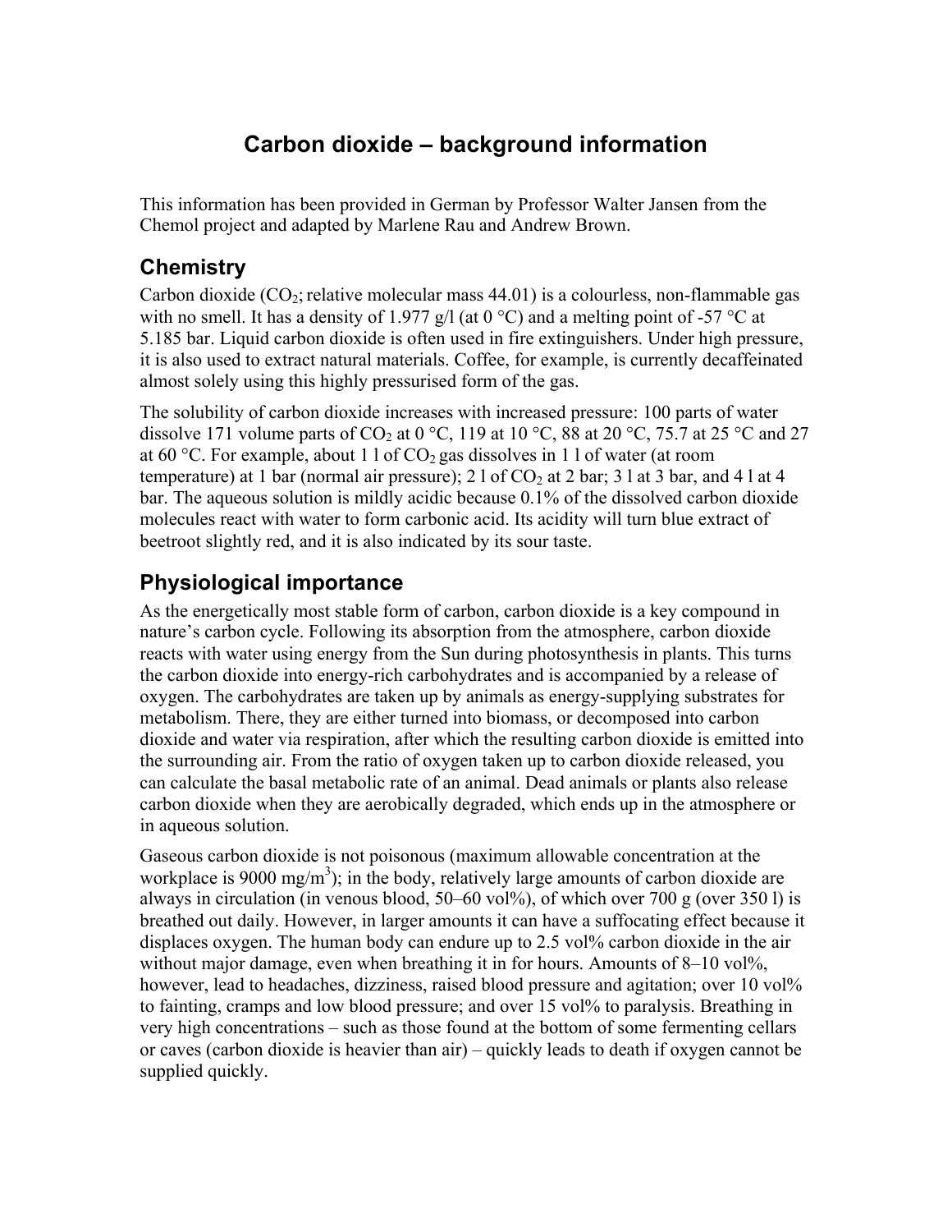# Carbon dioxide – background information

This information has been provided in German by Professor Walter Jansen from the Chemol project and adapted by Marlene Rau and Andrew Brown.

## Chemistry

Carbon dioxide ($CO_2$; relative molecular mass 44.01) is a colourless, non-flammable gas with no smell. It has a density of 1.977 g/l (at 0 °C) and a melting point of -57 °C at 5.185 bar. Liquid carbon dioxide is often used in fire extinguishers. Under high pressure, it is also used to extract natural materials. Coffee, for example, is currently decaffeinated almost solely using this highly pressurised form of the gas.

The solubility of carbon dioxide increases with increased pressure: 100 parts of water dissolve 171 volume parts of $CO_2$ at 0 °C, 119 at 10 °C, 88 at 20 °C, 75.7 at 25 °C and 27 at 60 °C. For example, about 1 l of $CO_2$ gas dissolves in 1 l of water (at room temperature) at 1 bar (normal air pressure); 2 l of $CO_2$ at 2 bar; 3 l at 3 bar, and 4 l at 4 bar. The aqueous solution is mildly acidic because 0.1% of the dissolved carbon dioxide molecules react with water to form carbonic acid. Its acidity will turn blue extract of beetroot slightly red, and it is also indicated by its sour taste.

## Physiological importance

As the energetically most stable form of carbon, carbon dioxide is a key compound in nature's carbon cycle. Following its absorption from the atmosphere, carbon dioxide reacts with water using energy from the Sun during photosynthesis in plants. This turns the carbon dioxide into energy-rich carbohydrates and is accompanied by a release of oxygen. The carbohydrates are taken up by animals as energy-supplying substrates for metabolism. There, they are either turned into biomass, or decomposed into carbon dioxide and water via respiration, after which the resulting carbon dioxide is emitted into the surrounding air. From the ratio of oxygen taken up to carbon dioxide released, you can calculate the basal metabolic rate of an animal. Dead animals or plants also release carbon dioxide when they are aerobically degraded, which ends up in the atmosphere or in aqueous solution.

Gaseous carbon dioxide is not poisonous (maximum allowable concentration at the workplace is 9000 mg/m$^3$); in the body, relatively large amounts of carbon dioxide are always in circulation (in venous blood, 50–60 vol%), of which over 700 g (over 350 l) is breathed out daily. However, in larger amounts it can have a suffocating effect because it displaces oxygen. The human body can endure up to 2.5 vol% carbon dioxide in the air without major damage, even when breathing it in for hours. Amounts of 8–10 vol%, however, lead to headaches, dizziness, raised blood pressure and agitation; over 10 vol% to fainting, cramps and low blood pressure; and over 15 vol% to paralysis. Breathing in very high concentrations – such as those found at the bottom of some fermenting cellars or caves (carbon dioxide is heavier than air) – quickly leads to death if oxygen cannot be supplied quickly.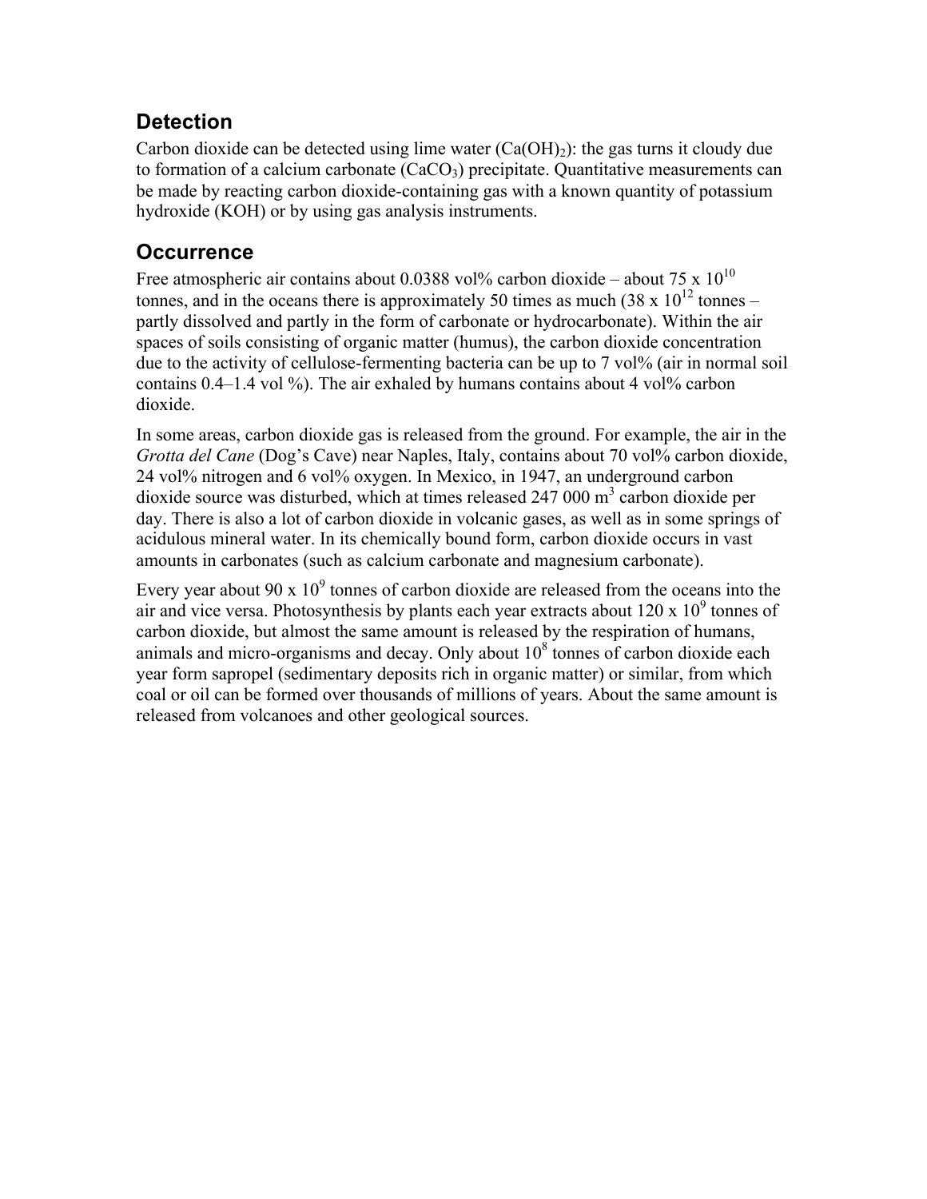## Detection

Carbon dioxide can be detected using lime water ($Ca(OH)_2$): the gas turns it cloudy due to formation of a calcium carbonate ($CaCO_3$) precipitate. Quantitative measurements can be made by reacting carbon dioxide-containing gas with a known quantity of potassium hydroxide (KOH) or by using gas analysis instruments.

## Occurrence

Free atmospheric air contains about 0.0388 vol% carbon dioxide – about $75 \times 10^{10}$ tonnes, and in the oceans there is approximately 50 times as much ($38 \times 10^{12}$ tonnes – partly dissolved and partly in the form of carbonate or hydrocarbonate). Within the air spaces of soils consisting of organic matter (humus), the carbon dioxide concentration due to the activity of cellulose-fermenting bacteria can be up to 7 vol% (air in normal soil contains 0.4–1.4 vol %). The air exhaled by humans contains about 4 vol% carbon dioxide.

In some areas, carbon dioxide gas is released from the ground. For example, the air in the *Grotta del Cane* (Dog's Cave) near Naples, Italy, contains about 70 vol% carbon dioxide, 24 vol% nitrogen and 6 vol% oxygen. In Mexico, in 1947, an underground carbon dioxide source was disturbed, which at times released 247 000 $m^3$ carbon dioxide per day. There is also a lot of carbon dioxide in volcanic gases, as well as in some springs of acidulous mineral water. In its chemically bound form, carbon dioxide occurs in vast amounts in carbonates (such as calcium carbonate and magnesium carbonate).

Every year about $90 \times 10^9$ tonnes of carbon dioxide are released from the oceans into the air and vice versa. Photosynthesis by plants each year extracts about $120 \times 10^9$ tonnes of carbon dioxide, but almost the same amount is released by the respiration of humans, animals and micro-organisms and decay. Only about $10^8$ tonnes of carbon dioxide each year form sapropel (sedimentary deposits rich in organic matter) or similar, from which coal or oil can be formed over thousands of millions of years. About the same amount is released from volcanoes and other geological sources.